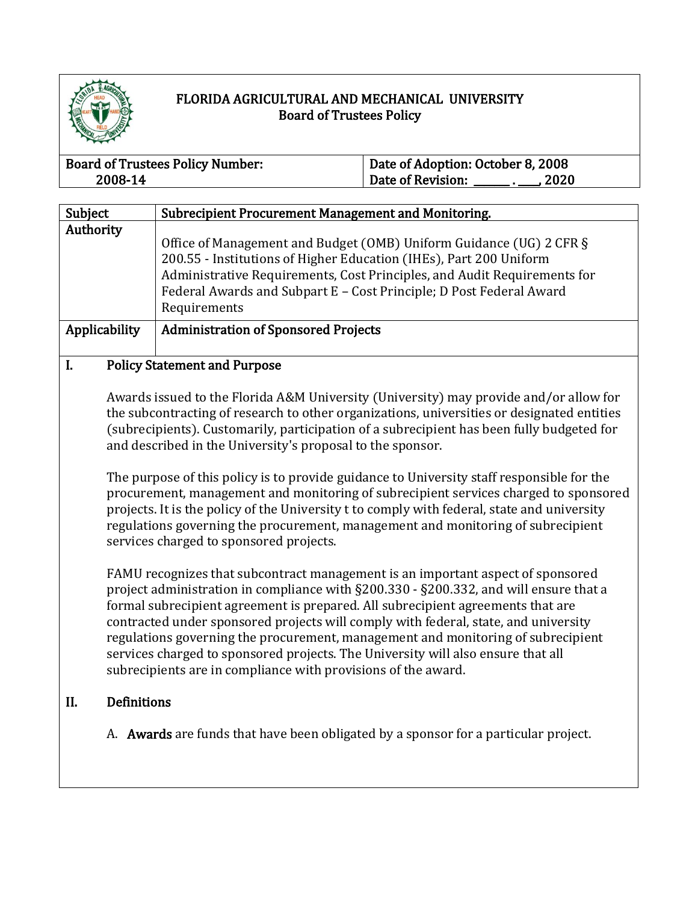# FLORIDA AGRICULTURAL AND MECHANICAL UNIVERSITY
## Board of Trustees Policy

| Board of Trustees Policy Number: 2008-14 | Date of Adoption: October 8, 2008<br>Date of Revision: ______ . ___, 2020 |
|---|---|

| Subject | Subrecipient Procurement Management and Monitoring. |
|---|---|
| Authority | Office of Management and Budget (OMB) Uniform Guidance (UG) 2 CFR § 200.55 - Institutions of Higher Education (IHEs), Part 200 Uniform Administrative Requirements, Cost Principles, and Audit Requirements for Federal Awards and Subpart E – Cost Principle; D Post Federal Award Requirements |
| Applicability | Administration of Sponsored Projects |

## I. Policy Statement and Purpose

Awards issued to the Florida A&M University (University) may provide and/or allow for the subcontracting of research to other organizations, universities or designated entities (subrecipients). Customarily, participation of a subrecipient has been fully budgeted for and described in the University's proposal to the sponsor.

The purpose of this policy is to provide guidance to University staff responsible for the procurement, management and monitoring of subrecipient services charged to sponsored projects. It is the policy of the University t to comply with federal, state and university regulations governing the procurement, management and monitoring of subrecipient services charged to sponsored projects.

FAMU recognizes that subcontract management is an important aspect of sponsored project administration in compliance with §200.330 - §200.332, and will ensure that a formal subrecipient agreement is prepared. All subrecipient agreements that are contracted under sponsored projects will comply with federal, state, and university regulations governing the procurement, management and monitoring of subrecipient services charged to sponsored projects. The University will also ensure that all subrecipients are in compliance with provisions of the award.

## II. Definitions

A. **Awards** are funds that have been obligated by a sponsor for a particular project.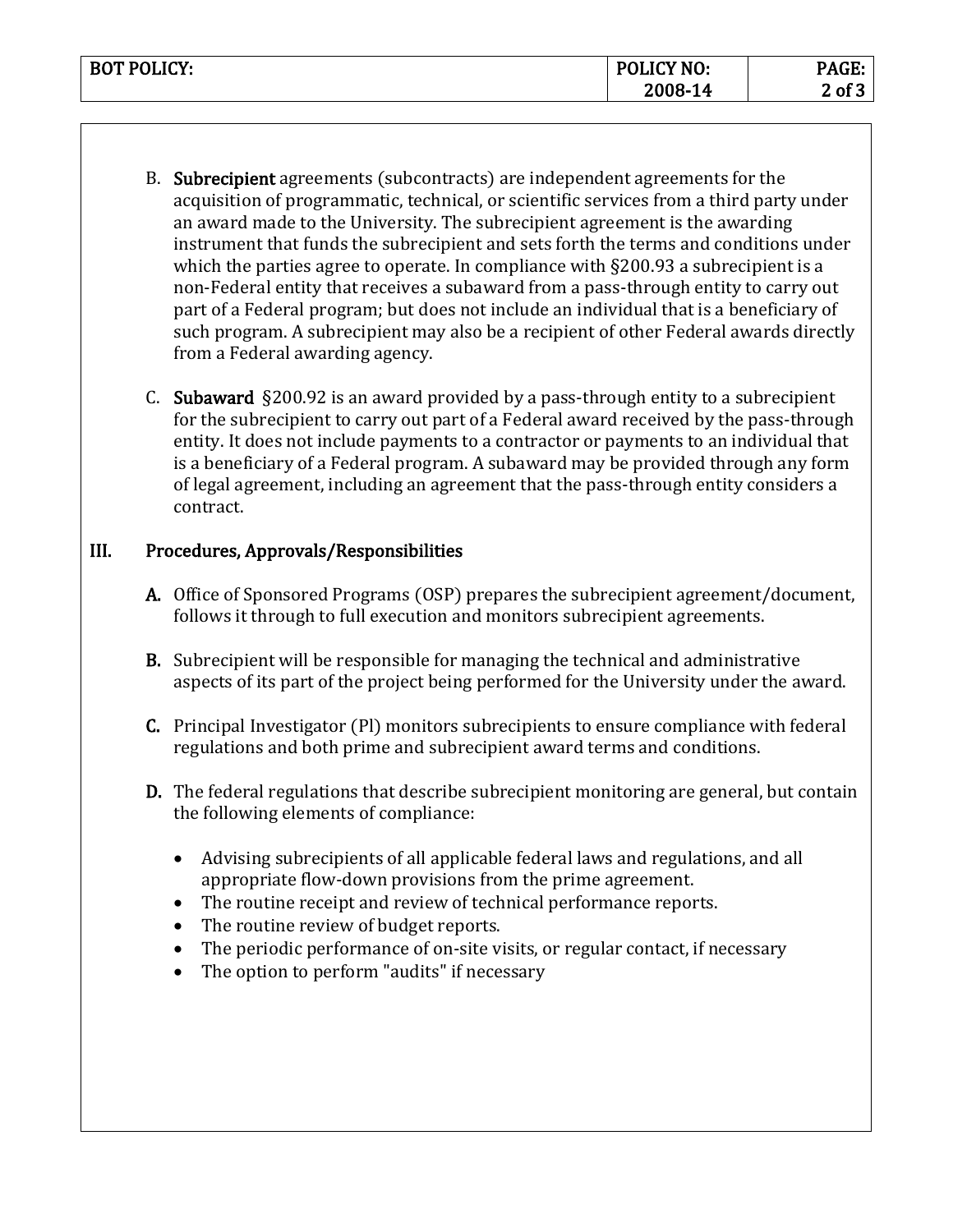B. **Subrecipient** agreements (subcontracts) are independent agreements for the acquisition of programmatic, technical, or scientific services from a third party under an award made to the University. The subrecipient agreement is the awarding instrument that funds the subrecipient and sets forth the terms and conditions under which the parties agree to operate. In compliance with §200.93 a subrecipient is a non-Federal entity that receives a subaward from a pass-through entity to carry out part of a Federal program; but does not include an individual that is a beneficiary of such program. A subrecipient may also be a recipient of other Federal awards directly from a Federal awarding agency.

C. **Subaward** §200.92 is an award provided by a pass-through entity to a subrecipient for the subrecipient to carry out part of a Federal award received by the pass-through entity. It does not include payments to a contractor or payments to an individual that is a beneficiary of a Federal program. A subaward may be provided through any form of legal agreement, including an agreement that the pass-through entity considers a contract.

## III. Procedures, Approvals/Responsibilities

**A.** Office of Sponsored Programs (OSP) prepares the subrecipient agreement/document, follows it through to full execution and monitors subrecipient agreements.

**B.** Subrecipient will be responsible for managing the technical and administrative aspects of its part of the project being performed for the University under the award.

**C.** Principal Investigator (Pl) monitors subrecipients to ensure compliance with federal regulations and both prime and subrecipient award terms and conditions.

**D.** The federal regulations that describe subrecipient monitoring are general, but contain the following elements of compliance:

- Advising subrecipients of all applicable federal laws and regulations, and all appropriate flow-down provisions from the prime agreement.
- The routine receipt and review of technical performance reports.
- The routine review of budget reports.
- The periodic performance of on-site visits, or regular contact, if necessary
- The option to perform "audits" if necessary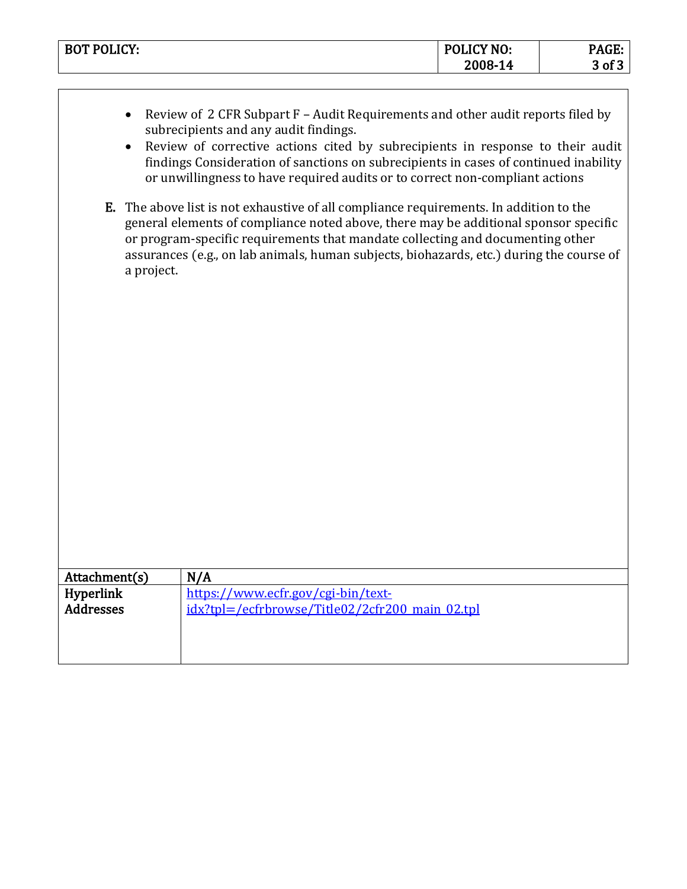- Review of 2 CFR Subpart F – Audit Requirements and other audit reports filed by subrecipients and any audit findings.
- Review of corrective actions cited by subrecipients in response to their audit findings Consideration of sanctions on subrecipients in cases of continued inability or unwillingness to have required audits or to correct non-compliant actions

**E.** The above list is not exhaustive of all compliance requirements. In addition to the general elements of compliance noted above, there may be additional sponsor specific or program-specific requirements that mandate collecting and documenting other assurances (e.g., on lab animals, human subjects, biohazards, etc.) during the course of a project.

| | |
|---|---|
| **Attachment(s)** | **N/A** |
| **Hyperlink Addresses** | [https://www.ecfr.gov/cgi-bin/text-idx?tpl=/ecfrbrowse/Title02/2cfr200_main_02.tpl](https://www.ecfr.gov/cgi-bin/text-idx?tpl=/ecfrbrowse/Title02/2cfr200_main_02.tpl) |